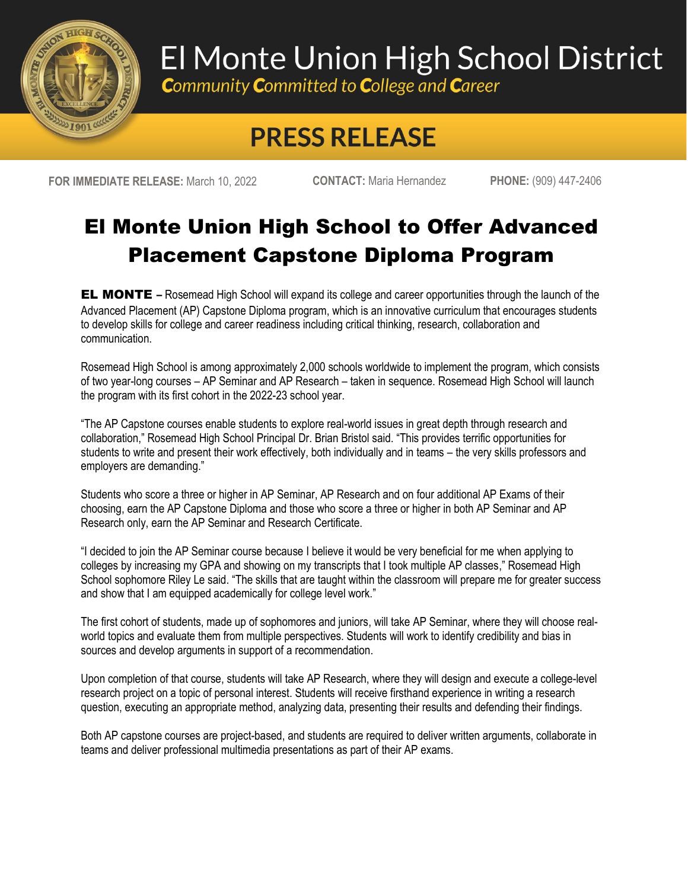# El Monte Union High School District

*Community Committed to College and Career*

## PRESS RELEASE

**FOR IMMEDIATE RELEASE:** March 10, 2022 **CONTACT:** Maria Hernandez **PHONE:** (909) 447-2406

# El Monte Union High School to Offer Advanced Placement Capstone Diploma Program

**EL MONTE –** Rosemead High School will expand its college and career opportunities through the launch of the Advanced Placement (AP) Capstone Diploma program, which is an innovative curriculum that encourages students to develop skills for college and career readiness including critical thinking, research, collaboration and communication.

Rosemead High School is among approximately 2,000 schools worldwide to implement the program, which consists of two year-long courses – AP Seminar and AP Research – taken in sequence. Rosemead High School will launch the program with its first cohort in the 2022-23 school year.

"The AP Capstone courses enable students to explore real-world issues in great depth through research and collaboration," Rosemead High School Principal Dr. Brian Bristol said. "This provides terrific opportunities for students to write and present their work effectively, both individually and in teams – the very skills professors and employers are demanding."

Students who score a three or higher in AP Seminar, AP Research and on four additional AP Exams of their choosing, earn the AP Capstone Diploma and those who score a three or higher in both AP Seminar and AP Research only, earn the AP Seminar and Research Certificate.

"I decided to join the AP Seminar course because I believe it would be very beneficial for me when applying to colleges by increasing my GPA and showing on my transcripts that I took multiple AP classes," Rosemead High School sophomore Riley Le said. "The skills that are taught within the classroom will prepare me for greater success and show that I am equipped academically for college level work."

The first cohort of students, made up of sophomores and juniors, will take AP Seminar, where they will choose real-world topics and evaluate them from multiple perspectives. Students will work to identify credibility and bias in sources and develop arguments in support of a recommendation.

Upon completion of that course, students will take AP Research, where they will design and execute a college-level research project on a topic of personal interest. Students will receive firsthand experience in writing a research question, executing an appropriate method, analyzing data, presenting their results and defending their findings.

Both AP capstone courses are project-based, and students are required to deliver written arguments, collaborate in teams and deliver professional multimedia presentations as part of their AP exams.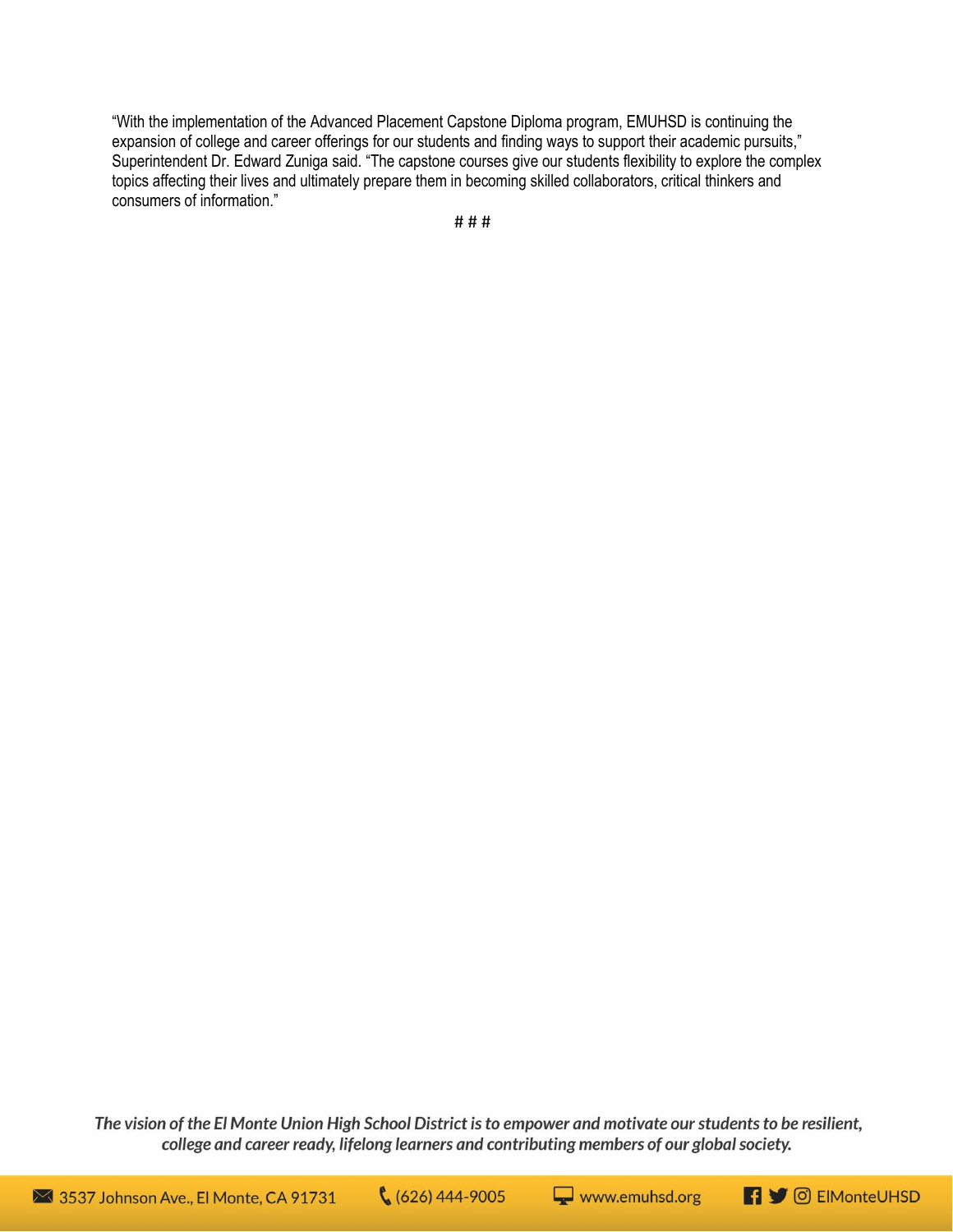"With the implementation of the Advanced Placement Capstone Diploma program, EMUHSD is continuing the expansion of college and career offerings for our students and finding ways to support their academic pursuits," Superintendent Dr. Edward Zuniga said. "The capstone courses give our students flexibility to explore the complex topics affecting their lives and ultimately prepare them in becoming skilled collaborators, critical thinkers and consumers of information."

# # #

*The vision of the El Monte Union High School District is to empower and motivate our students to be resilient, college and career ready, lifelong learners and contributing members of our global society.*

3537 Johnson Ave., El Monte, CA 91731 (626) 444-9005 www.emuhsd.org ElMonteUHSD